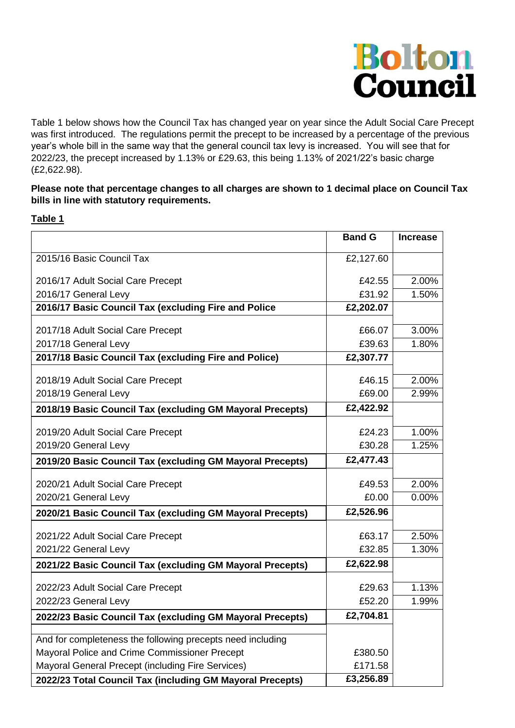Bolton Council

Table 1 below shows how the Council Tax has changed year on year since the Adult Social Care Precept was first introduced. The regulations permit the precept to be increased by a percentage of the previous year's whole bill in the same way that the general council tax levy is increased. You will see that for 2022/23, the precept increased by 1.13% or £29.63, this being 1.13% of 2021/22's basic charge (£2,622.98).

**Please note that percentage changes to all charges are shown to 1 decimal place on Council Tax bills in line with statutory requirements.**

**Table 1**

| | Band G | Increase |
|---|---|---|
| 2015/16 Basic Council Tax | £2,127.60 | |
| 2016/17 Adult Social Care Precept | £42.55 | 2.00% |
| 2016/17 General Levy | £31.92 | 1.50% |
| **2016/17 Basic Council Tax (excluding Fire and Police** | **£2,202.07** | |
| 2017/18 Adult Social Care Precept | £66.07 | 3.00% |
| 2017/18 General Levy | £39.63 | 1.80% |
| **2017/18 Basic Council Tax (excluding Fire and Police)** | **£2,307.77** | |
| 2018/19 Adult Social Care Precept | £46.15 | 2.00% |
| 2018/19 General Levy | £69.00 | 2.99% |
| **2018/19 Basic Council Tax (excluding GM Mayoral Precepts)** | **£2,422.92** | |
| 2019/20 Adult Social Care Precept | £24.23 | 1.00% |
| 2019/20 General Levy | £30.28 | 1.25% |
| **2019/20 Basic Council Tax (excluding GM Mayoral Precepts)** | **£2,477.43** | |
| 2020/21 Adult Social Care Precept | £49.53 | 2.00% |
| 2020/21 General Levy | £0.00 | 0.00% |
| **2020/21 Basic Council Tax (excluding GM Mayoral Precepts)** | **£2,526.96** | |
| 2021/22 Adult Social Care Precept | £63.17 | 2.50% |
| 2021/22 General Levy | £32.85 | 1.30% |
| **2021/22 Basic Council Tax (excluding GM Mayoral Precepts)** | **£2,622.98** | |
| 2022/23 Adult Social Care Precept | £29.63 | 1.13% |
| 2022/23 General Levy | £52.20 | 1.99% |
| **2022/23 Basic Council Tax (excluding GM Mayoral Precepts)** | **£2,704.81** | |
| And for completeness the following precepts need including | | |
| Mayoral Police and Crime Commissioner Precept | £380.50 | |
| Mayoral General Precept (including Fire Services) | £171.58 | |
| **2022/23 Total Council Tax (including GM Mayoral Precepts)** | **£3,256.89** | |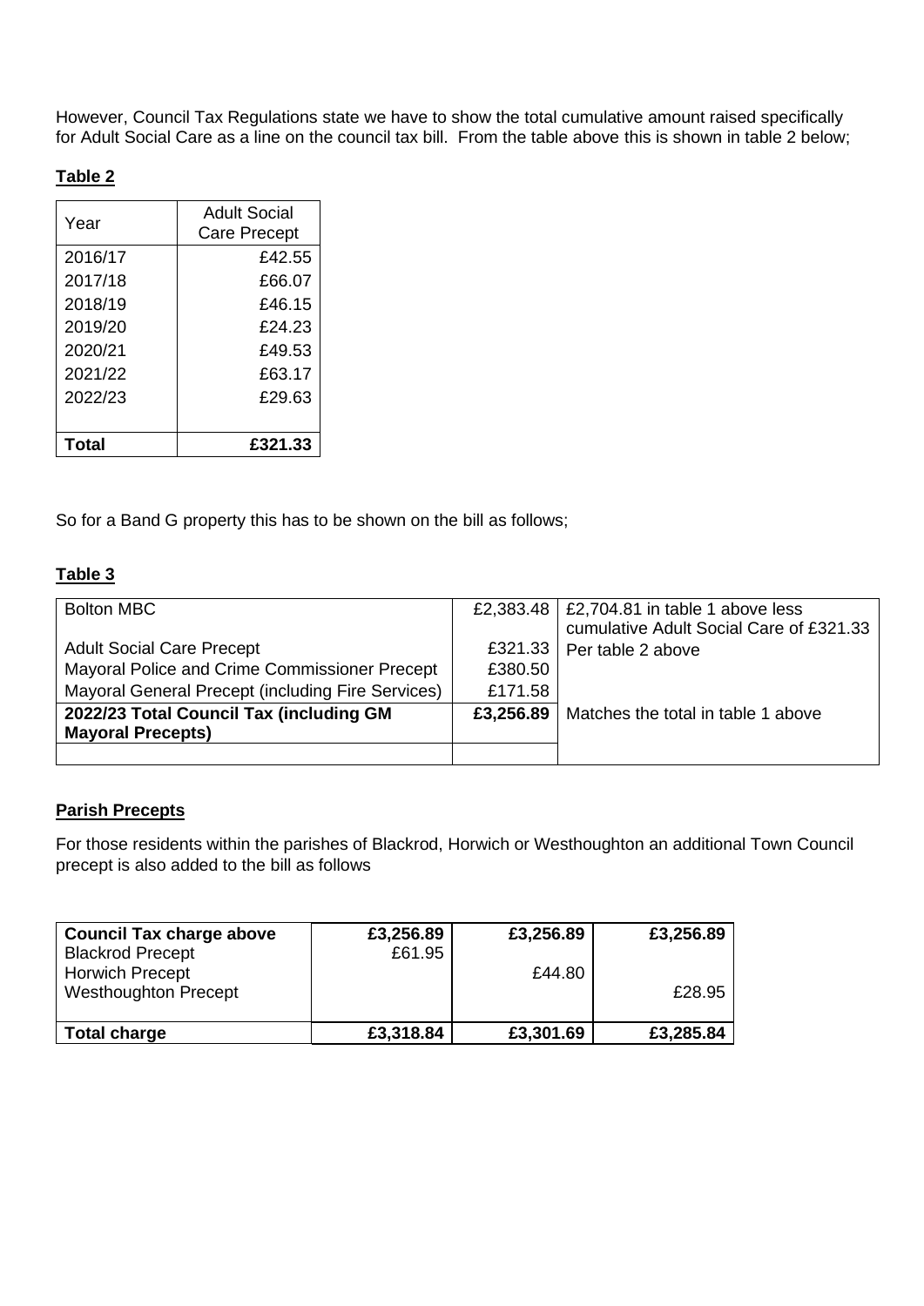However, Council Tax Regulations state we have to show the total cumulative amount raised specifically for Adult Social Care as a line on the council tax bill. From the table above this is shown in table 2 below;

**Table 2**

| Year | Adult Social Care Precept |
|---|---|
| 2016/17 | £42.55 |
| 2017/18 | £66.07 |
| 2018/19 | £46.15 |
| 2019/20 | £24.23 |
| 2020/21 | £49.53 |
| 2021/22 | £63.17 |
| 2022/23 | £29.63 |
| **Total** | **£321.33** |

So for a Band G property this has to be shown on the bill as follows;

**Table 3**

| | | |
|---|---|---|
| Bolton MBC | £2,383.48 | £2,704.81 in table 1 above less cumulative Adult Social Care of £321.33 |
| Adult Social Care Precept | £321.33 | Per table 2 above |
| Mayoral Police and Crime Commissioner Precept | £380.50 | |
| Mayoral General Precept (including Fire Services) | £171.58 | |
| **2022/23 Total Council Tax (including GM Mayoral Precepts)** | **£3,256.89** | Matches the total in table 1 above |
| | | |

**Parish Precepts**

For those residents within the parishes of Blackrod, Horwich or Westhoughton an additional Town Council precept is also added to the bill as follows

| | | | |
|---|---|---|---|
| **Council Tax charge above** | **£3,256.89** | **£3,256.89** | **£3,256.89** |
| Blackrod Precept | £61.95 | | |
| Horwich Precept | | £44.80 | |
| Westhoughton Precept | | | £28.95 |
| **Total charge** | **£3,318.84** | **£3,301.69** | **£3,285.84** |